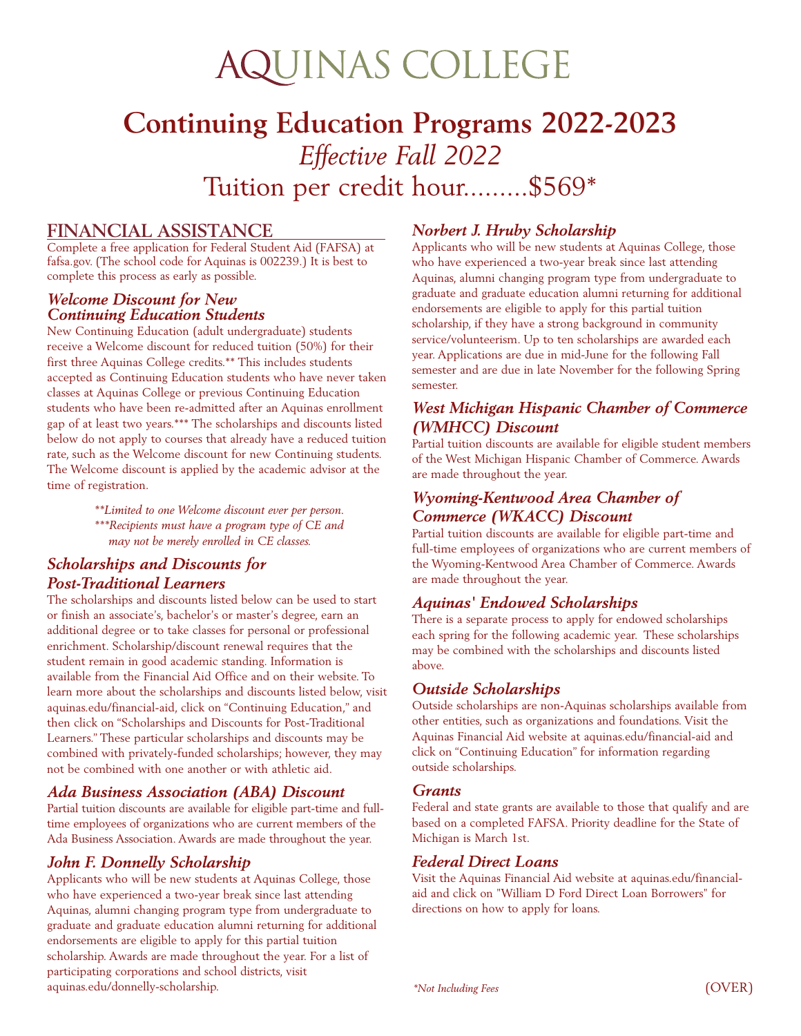# AQUINAS COLLEGE

## Continuing Education Programs 2022-2023

*Effective Fall 2022*

Tuition per credit hour.........$569*

## FINANCIAL ASSISTANCE

Complete a free application for Federal Student Aid (FAFSA) at fafsa.gov. (The school code for Aquinas is 002239.) It is best to complete this process as early as possible.

### *Welcome Discount for New Continuing Education Students*

New Continuing Education (adult undergraduate) students receive a Welcome discount for reduced tuition (50%) for their first three Aquinas College credits.** This includes students accepted as Continuing Education students who have never taken classes at Aquinas College or previous Continuing Education students who have been re-admitted after an Aquinas enrollment gap of at least two years.*** The scholarships and discounts listed below do not apply to courses that already have a reduced tuition rate, such as the Welcome discount for new Continuing students. The Welcome discount is applied by the academic advisor at the time of registration.

*\*\*Limited to one Welcome discount ever per person.*
*\*\*\*Recipients must have a program type of CE and may not be merely enrolled in CE classes.*

### *Scholarships and Discounts for Post-Traditional Learners*

The scholarships and discounts listed below can be used to start or finish an associate's, bachelor's or master's degree, earn an additional degree or to take classes for personal or professional enrichment. Scholarship/discount renewal requires that the student remain in good academic standing. Information is available from the Financial Aid Office and on their website. To learn more about the scholarships and discounts listed below, visit aquinas.edu/financial-aid, click on "Continuing Education," and then click on "Scholarships and Discounts for Post-Traditional Learners." These particular scholarships and discounts may be combined with privately-funded scholarships; however, they may not be combined with one another or with athletic aid.

### *Ada Business Association (ABA) Discount*

Partial tuition discounts are available for eligible part-time and full-time employees of organizations who are current members of the Ada Business Association. Awards are made throughout the year.

### *John F. Donnelly Scholarship*

Applicants who will be new students at Aquinas College, those who have experienced a two-year break since last attending Aquinas, alumni changing program type from undergraduate to graduate and graduate education alumni returning for additional endorsements are eligible to apply for this partial tuition scholarship. Awards are made throughout the year. For a list of participating corporations and school districts, visit aquinas.edu/donnelly-scholarship.

### *Norbert J. Hruby Scholarship*

Applicants who will be new students at Aquinas College, those who have experienced a two-year break since last attending Aquinas, alumni changing program type from undergraduate to graduate and graduate education alumni returning for additional endorsements are eligible to apply for this partial tuition scholarship, if they have a strong background in community service/volunteerism. Up to ten scholarships are awarded each year. Applications are due in mid-June for the following Fall semester and are due in late November for the following Spring semester.

### *West Michigan Hispanic Chamber of Commerce (WMHCC) Discount*

Partial tuition discounts are available for eligible student members of the West Michigan Hispanic Chamber of Commerce. Awards are made throughout the year.

### *Wyoming-Kentwood Area Chamber of Commerce (WKACC) Discount*

Partial tuition discounts are available for eligible part-time and full-time employees of organizations who are current members of the Wyoming-Kentwood Area Chamber of Commerce. Awards are made throughout the year.

### *Aquinas' Endowed Scholarships*

There is a separate process to apply for endowed scholarships each spring for the following academic year. These scholarships may be combined with the scholarships and discounts listed above.

### *Outside Scholarships*

Outside scholarships are non-Aquinas scholarships available from other entities, such as organizations and foundations. Visit the Aquinas Financial Aid website at aquinas.edu/financial-aid and click on "Continuing Education" for information regarding outside scholarships.

### *Grants*

Federal and state grants are available to those that qualify and are based on a completed FAFSA. Priority deadline for the State of Michigan is March 1st.

### *Federal Direct Loans*

Visit the Aquinas Financial Aid website at aquinas.edu/financial-aid and click on "William D Ford Direct Loan Borrowers" for directions on how to apply for loans.

*\*Not Including Fees*

(OVER)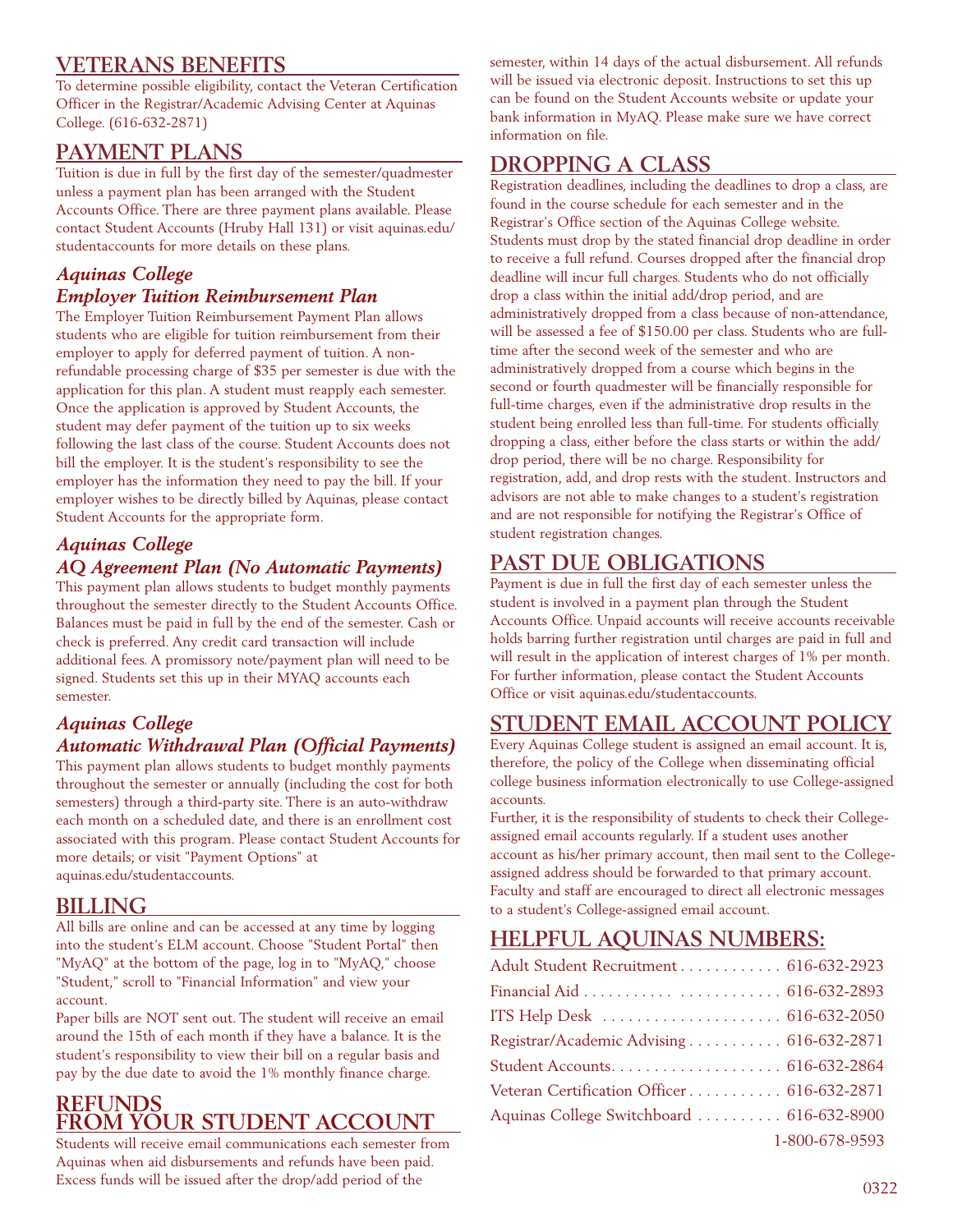## VETERANS BENEFITS

To determine possible eligibility, contact the Veteran Certification Officer in the Registrar/Academic Advising Center at Aquinas College. (616-632-2871)

## PAYMENT PLANS

Tuition is due in full by the first day of the semester/quadmester unless a payment plan has been arranged with the Student Accounts Office. There are three payment plans available. Please contact Student Accounts (Hruby Hall 131) or visit aquinas.edu/studentaccounts for more details on these plans.

### *Aquinas College Employer Tuition Reimbursement Plan*

The Employer Tuition Reimbursement Payment Plan allows students who are eligible for tuition reimbursement from their employer to apply for deferred payment of tuition. A non-refundable processing charge of $35 per semester is due with the application for this plan. A student must reapply each semester. Once the application is approved by Student Accounts, the student may defer payment of the tuition up to six weeks following the last class of the course. Student Accounts does not bill the employer. It is the student's responsibility to see the employer has the information they need to pay the bill. If your employer wishes to be directly billed by Aquinas, please contact Student Accounts for the appropriate form.

### *Aquinas College AQ Agreement Plan (No Automatic Payments)*

This payment plan allows students to budget monthly payments throughout the semester directly to the Student Accounts Office. Balances must be paid in full by the end of the semester. Cash or check is preferred. Any credit card transaction will include additional fees. A promissory note/payment plan will need to be signed. Students set this up in their MYAQ accounts each semester.

### *Aquinas College Automatic Withdrawal Plan (Official Payments)*

This payment plan allows students to budget monthly payments throughout the semester or annually (including the cost for both semesters) through a third-party site. There is an auto-withdraw each month on a scheduled date, and there is an enrollment cost associated with this program. Please contact Student Accounts for more details; or visit "Payment Options" at aquinas.edu/studentaccounts.

## BILLING

All bills are online and can be accessed at any time by logging into the student's ELM account. Choose "Student Portal" then "MyAQ" at the bottom of the page, log in to "MyAQ," choose "Student," scroll to "Financial Information" and view your account.

Paper bills are NOT sent out. The student will receive an email around the 15th of each month if they have a balance. It is the student's responsibility to view their bill on a regular basis and pay by the due date to avoid the 1% monthly finance charge.

## REFUNDS FROM YOUR STUDENT ACCOUNT

Students will receive email communications each semester from Aquinas when aid disbursements and refunds have been paid. Excess funds will be issued after the drop/add period of the semester, within 14 days of the actual disbursement. All refunds will be issued via electronic deposit. Instructions to set this up can be found on the Student Accounts website or update your bank information in MyAQ. Please make sure we have correct information on file.

## DROPPING A CLASS

Registration deadlines, including the deadlines to drop a class, are found in the course schedule for each semester and in the Registrar's Office section of the Aquinas College website. Students must drop by the stated financial drop deadline in order to receive a full refund. Courses dropped after the financial drop deadline will incur full charges. Students who do not officially drop a class within the initial add/drop period, and are administratively dropped from a class because of non-attendance, will be assessed a fee of $150.00 per class. Students who are full-time after the second week of the semester and who are administratively dropped from a course which begins in the second or fourth quadmester will be financially responsible for full-time charges, even if the administrative drop results in the student being enrolled less than full-time. For students officially dropping a class, either before the class starts or within the add/drop period, there will be no charge. Responsibility for registration, add, and drop rests with the student. Instructors and advisors are not able to make changes to a student's registration and are not responsible for notifying the Registrar's Office of student registration changes.

## PAST DUE OBLIGATIONS

Payment is due in full the first day of each semester unless the student is involved in a payment plan through the Student Accounts Office. Unpaid accounts will receive accounts receivable holds barring further registration until charges are paid in full and will result in the application of interest charges of 1% per month. For further information, please contact the Student Accounts Office or visit aquinas.edu/studentaccounts.

## STUDENT EMAIL ACCOUNT POLICY

Every Aquinas College student is assigned an email account. It is, therefore, the policy of the College when disseminating official college business information electronically to use College-assigned accounts.

Further, it is the responsibility of students to check their College-assigned email accounts regularly. If a student uses another account as his/her primary account, then mail sent to the College-assigned address should be forwarded to that primary account. Faculty and staff are encouraged to direct all electronic messages to a student's College-assigned email account.

## HELPFUL AQUINAS NUMBERS:

| | |
|---|---|
| Adult Student Recruitment | 616-632-2923 |
| Financial Aid | 616-632-2893 |
| ITS Help Desk | 616-632-2050 |
| Registrar/Academic Advising | 616-632-2871 |
| Student Accounts | 616-632-2864 |
| Veteran Certification Officer | 616-632-2871 |
| Aquinas College Switchboard | 616-632-8900 |
| | 1-800-678-9593 |

0322